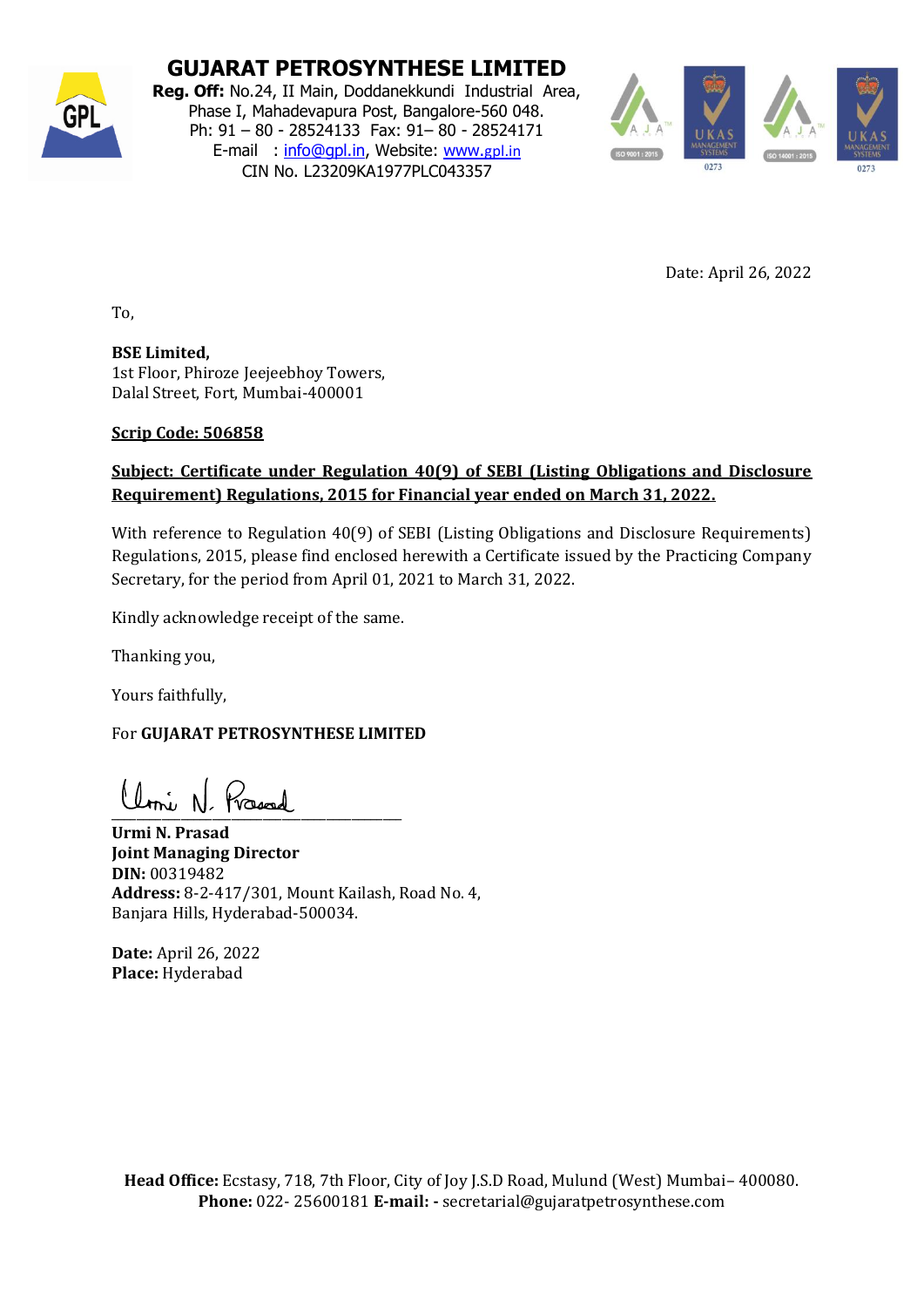# GUJARAT PETROSYNTHESE LIMITED

**Reg. Off:** No.24, II Main, Doddanekkundi Industrial Area, Phase I, Mahadevapura Post, Bangalore-560 048.
Ph: 91 – 80 - 28524133 Fax: 91– 80 - 28524171
E-mail : info@gpl.in, Website: www.gpl.in
CIN No. L23209KA1977PLC043357

Date: April 26, 2022

To,

**BSE Limited,**
1st Floor, Phiroze Jeejeebhoy Towers,
Dalal Street, Fort, Mumbai-400001

**Scrip Code: 506858**

**Subject: Certificate under Regulation 40(9) of SEBI (Listing Obligations and Disclosure Requirement) Regulations, 2015 for Financial year ended on March 31, 2022.**

With reference to Regulation 40(9) of SEBI (Listing Obligations and Disclosure Requirements) Regulations, 2015, please find enclosed herewith a Certificate issued by the Practicing Company Secretary, for the period from April 01, 2021 to March 31, 2022.

Kindly acknowledge receipt of the same.

Thanking you,

Yours faithfully,

For **GUJARAT PETROSYNTHESE LIMITED**

**Urmi N. Prasad**
**Joint Managing Director**
**DIN:** 00319482
**Address:** 8-2-417/301, Mount Kailash, Road No. 4, Banjara Hills, Hyderabad-500034.

**Date:** April 26, 2022
**Place:** Hyderabad

**Head Office:** Ecstasy, 718, 7th Floor, City of Joy J.S.D Road, Mulund (West) Mumbai– 400080.
**Phone:** 022- 25600181 **E-mail: -** secretarial@gujaratpetrosynthese.com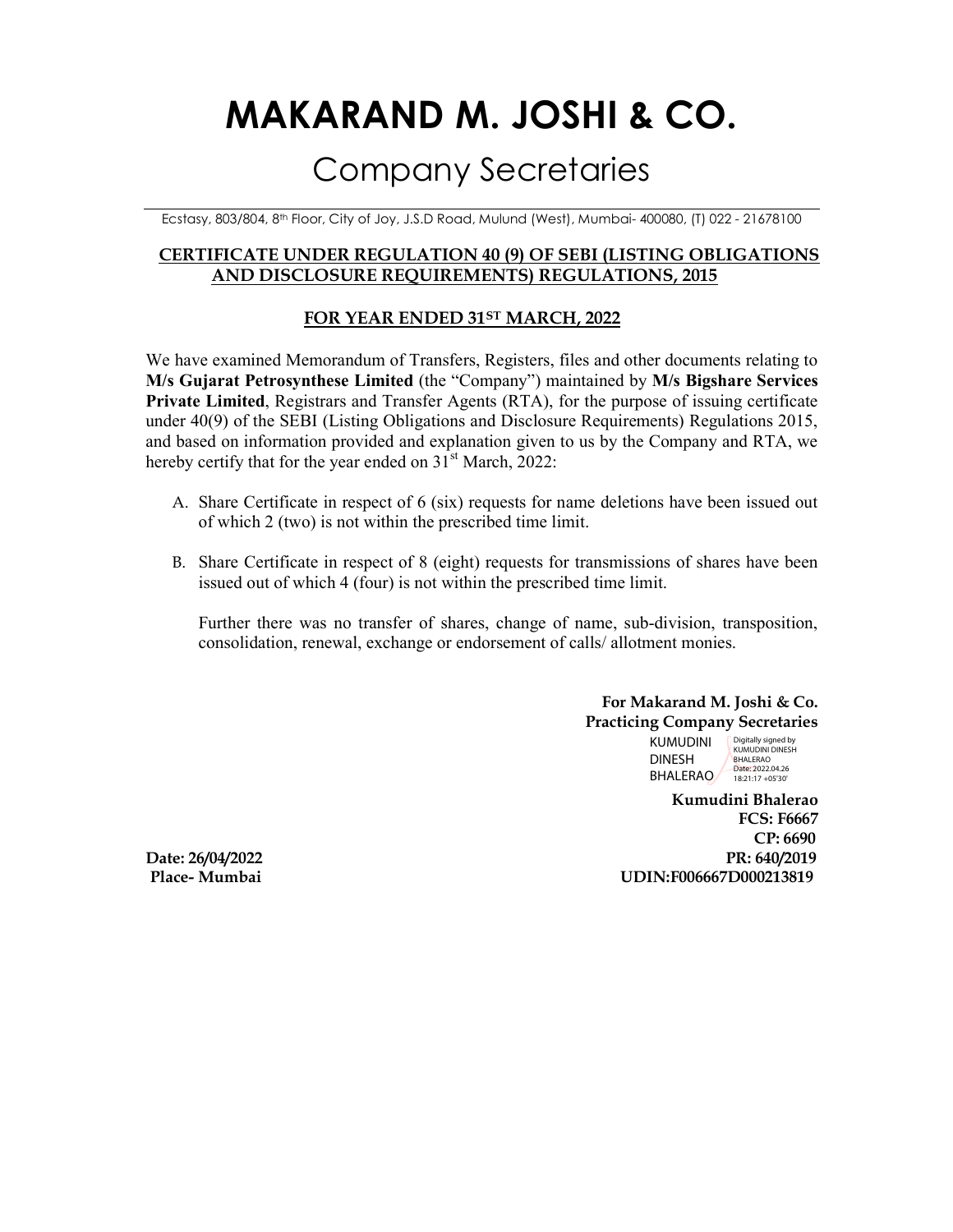# MAKARAND M. JOSHI & CO.

## Company Secretaries

Ecstasy, 803/804, 8th Floor, City of Joy, J.S.D Road, Mulund (West), Mumbai- 400080, (T) 022 - 21678100

**CERTIFICATE UNDER REGULATION 40 (9) OF SEBI (LISTING OBLIGATIONS AND DISCLOSURE REQUIREMENTS) REGULATIONS, 2015**

**FOR YEAR ENDED 31ST MARCH, 2022**

We have examined Memorandum of Transfers, Registers, files and other documents relating to **M/s Gujarat Petrosynthese Limited** (the "Company") maintained by **M/s Bigshare Services Private Limited**, Registrars and Transfer Agents (RTA), for the purpose of issuing certificate under 40(9) of the SEBI (Listing Obligations and Disclosure Requirements) Regulations 2015, and based on information provided and explanation given to us by the Company and RTA, we hereby certify that for the year ended on 31st March, 2022:

A. Share Certificate in respect of 6 (six) requests for name deletions have been issued out of which 2 (two) is not within the prescribed time limit.

B. Share Certificate in respect of 8 (eight) requests for transmissions of shares have been issued out of which 4 (four) is not within the prescribed time limit.

   Further there was no transfer of shares, change of name, sub-division, transposition, consolidation, renewal, exchange or endorsement of calls/ allotment monies.

**For Makarand M. Joshi & Co.**
**Practicing Company Secretaries**

KUMUDINI DINESH BHALERAO
Digitally signed by KUMUDINI DINESH BHALERAO
Date: 2022.04.26 18:21:17 +05'30'

**Kumudini Bhalerao**
**FCS: F6667**
**CP: 6690**
**PR: 640/2019**
**UDIN:F006667D000213819**

**Date: 26/04/2022**
**Place- Mumbai**